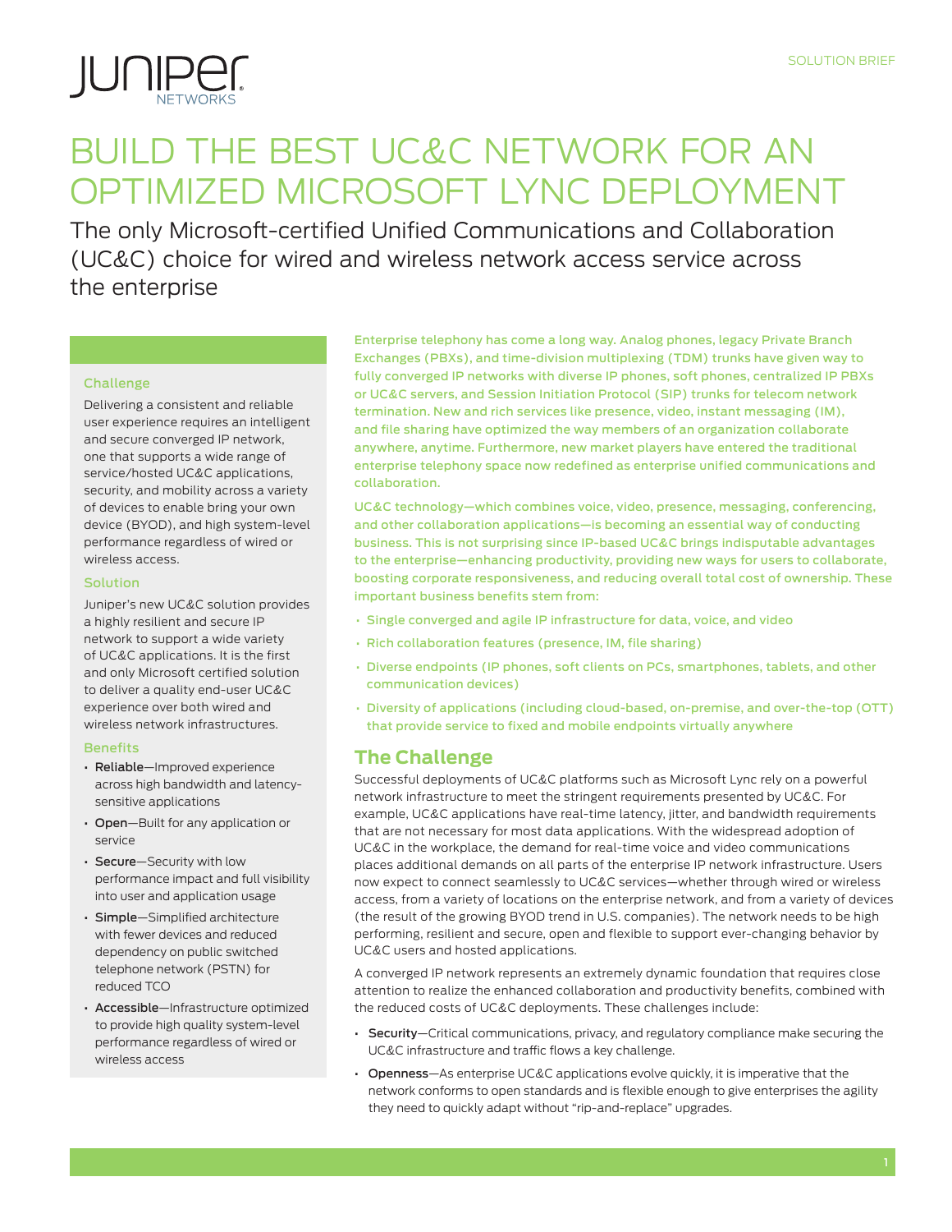SOLUTION BRIEF

# BUILD THE BEST UC&C NETWORK FOR AN OPTIMIZED MICROSOFT LYNC DEPLOYMENT

The only Microsoft-certified Unified Communications and Collaboration (UC&C) choice for wired and wireless network access service across the enterprise

### Challenge

Delivering a consistent and reliable user experience requires an intelligent and secure converged IP network, one that supports a wide range of service/hosted UC&C applications, security, and mobility across a variety of devices to enable bring your own device (BYOD), and high system-level performance regardless of wired or wireless access.

### Solution

Juniper's new UC&C solution provides a highly resilient and secure IP network to support a wide variety of UC&C applications. It is the first and only Microsoft certified solution to deliver a quality end-user UC&C experience over both wired and wireless network infrastructures.

### Benefits

- **Reliable**—Improved experience across high bandwidth and latency-sensitive applications
- **Open**—Built for any application or service
- **Secure**—Security with low performance impact and full visibility into user and application usage
- **Simple**—Simplified architecture with fewer devices and reduced dependency on public switched telephone network (PSTN) for reduced TCO
- **Accessible**—Infrastructure optimized to provide high quality system-level performance regardless of wired or wireless access

Enterprise telephony has come a long way. Analog phones, legacy Private Branch Exchanges (PBXs), and time-division multiplexing (TDM) trunks have given way to fully converged IP networks with diverse IP phones, soft phones, centralized IP PBXs or UC&C servers, and Session Initiation Protocol (SIP) trunks for telecom network termination. New and rich services like presence, video, instant messaging (IM), and file sharing have optimized the way members of an organization collaborate anywhere, anytime. Furthermore, new market players have entered the traditional enterprise telephony space now redefined as enterprise unified communications and collaboration.

UC&C technology—which combines voice, video, presence, messaging, conferencing, and other collaboration applications—is becoming an essential way of conducting business. This is not surprising since IP-based UC&C brings indisputable advantages to the enterprise—enhancing productivity, providing new ways for users to collaborate, boosting corporate responsiveness, and reducing overall total cost of ownership. These important business benefits stem from:

- Single converged and agile IP infrastructure for data, voice, and video
- Rich collaboration features (presence, IM, file sharing)
- Diverse endpoints (IP phones, soft clients on PCs, smartphones, tablets, and other communication devices)
- Diversity of applications (including cloud-based, on-premise, and over-the-top (OTT) that provide service to fixed and mobile endpoints virtually anywhere

## The Challenge

Successful deployments of UC&C platforms such as Microsoft Lync rely on a powerful network infrastructure to meet the stringent requirements presented by UC&C. For example, UC&C applications have real-time latency, jitter, and bandwidth requirements that are not necessary for most data applications. With the widespread adoption of UC&C in the workplace, the demand for real-time voice and video communications places additional demands on all parts of the enterprise IP network infrastructure. Users now expect to connect seamlessly to UC&C services—whether through wired or wireless access, from a variety of locations on the enterprise network, and from a variety of devices (the result of the growing BYOD trend in U.S. companies). The network needs to be high performing, resilient and secure, open and flexible to support ever-changing behavior by UC&C users and hosted applications.

A converged IP network represents an extremely dynamic foundation that requires close attention to realize the enhanced collaboration and productivity benefits, combined with the reduced costs of UC&C deployments. These challenges include:

- **Security**—Critical communications, privacy, and regulatory compliance make securing the UC&C infrastructure and traffic flows a key challenge.
- **Openness**—As enterprise UC&C applications evolve quickly, it is imperative that the network conforms to open standards and is flexible enough to give enterprises the agility they need to quickly adapt without "rip-and-replace" upgrades.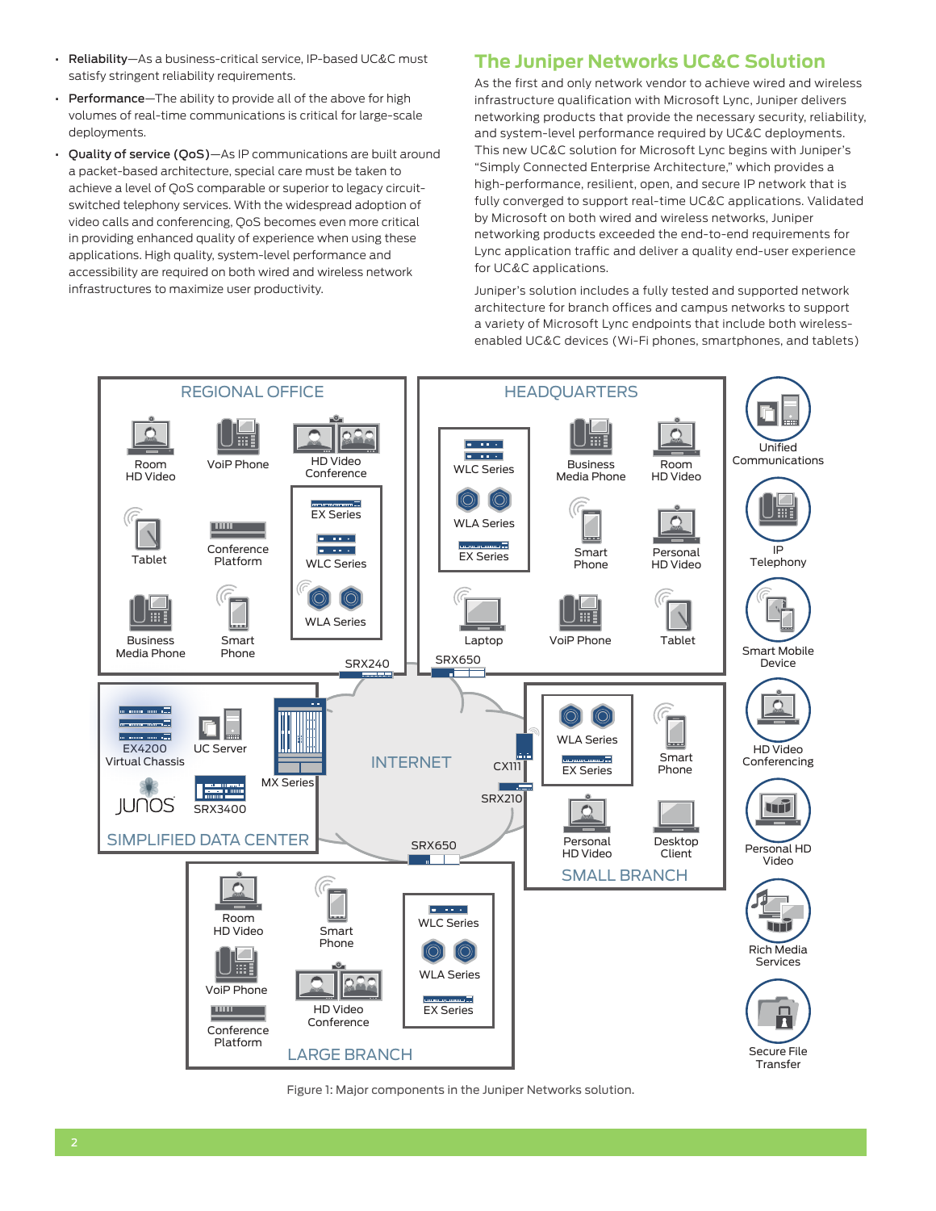- **Reliability**—As a business-critical service, IP-based UC&C must satisfy stringent reliability requirements.
- **Performance**—The ability to provide all of the above for high volumes of real-time communications is critical for large-scale deployments.
- **Quality of service (QoS)**—As IP communications are built around a packet-based architecture, special care must be taken to achieve a level of QoS comparable or superior to legacy circuit-switched telephony services. With the widespread adoption of video calls and conferencing, QoS becomes even more critical in providing enhanced quality of experience when using these applications. High quality, system-level performance and accessibility are required on both wired and wireless network infrastructures to maximize user productivity.

## The Juniper Networks UC&C Solution

As the first and only network vendor to achieve wired and wireless infrastructure qualification with Microsoft Lync, Juniper delivers networking products that provide the necessary security, reliability, and system-level performance required by UC&C deployments. This new UC&C solution for Microsoft Lync begins with Juniper's "Simply Connected Enterprise Architecture," which provides a high-performance, resilient, open, and secure IP network that is fully converged to support real-time UC&C applications. Validated by Microsoft on both wired and wireless networks, Juniper networking products exceeded the end-to-end requirements for Lync application traffic and deliver a quality end-user experience for UC&C applications.

Juniper's solution includes a fully tested and supported network architecture for branch offices and campus networks to support a variety of Microsoft Lync endpoints that include both wireless-enabled UC&C devices (Wi-Fi phones, smartphones, and tablets)

Figure 1: Major components in the Juniper Networks solution.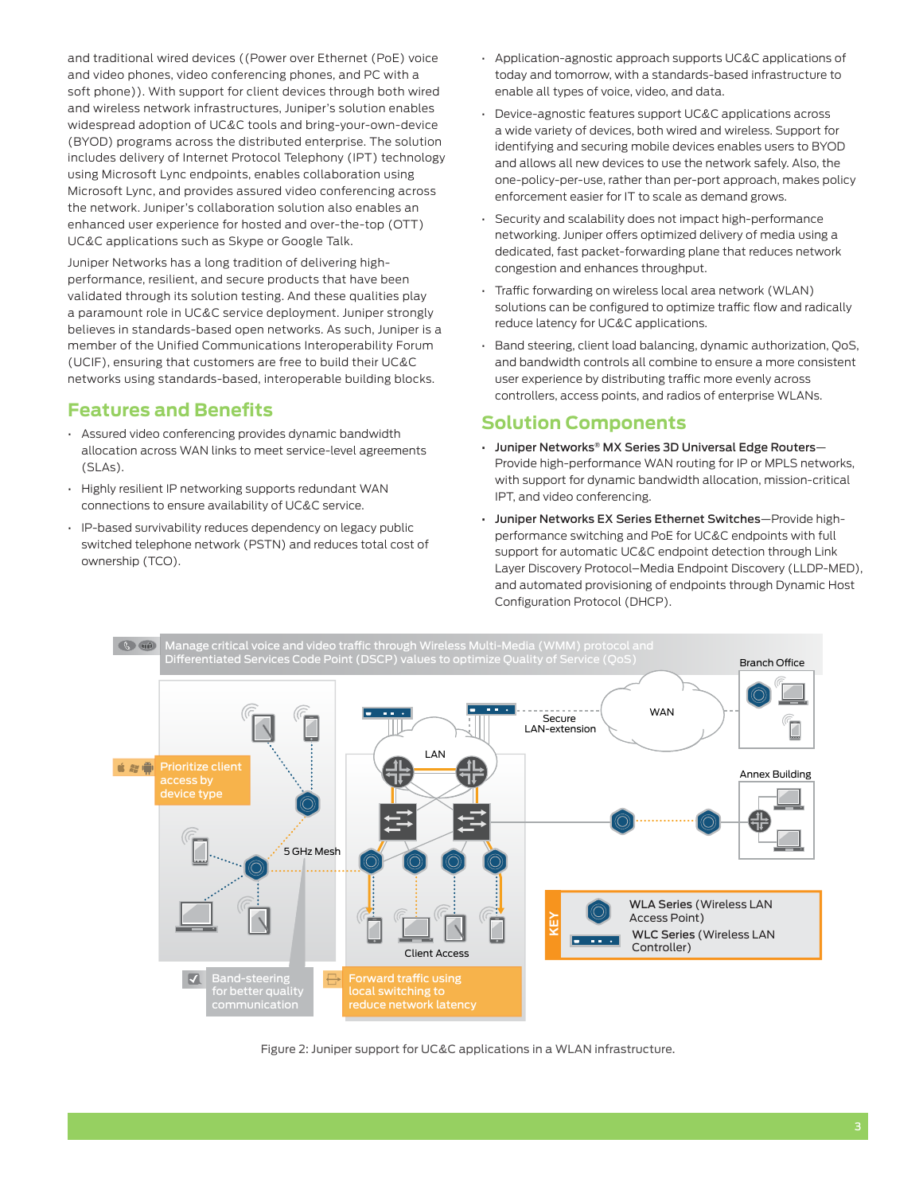and traditional wired devices ((Power over Ethernet (PoE) voice and video phones, video conferencing phones, and PC with a soft phone)). With support for client devices through both wired and wireless network infrastructures, Juniper's solution enables widespread adoption of UC&C tools and bring-your-own-device (BYOD) programs across the distributed enterprise. The solution includes delivery of Internet Protocol Telephony (IPT) technology using Microsoft Lync endpoints, enables collaboration using Microsoft Lync, and provides assured video conferencing across the network. Juniper's collaboration solution also enables an enhanced user experience for hosted and over-the-top (OTT) UC&C applications such as Skype or Google Talk.

Juniper Networks has a long tradition of delivering high-performance, resilient, and secure products that have been validated through its solution testing. And these qualities play a paramount role in UC&C service deployment. Juniper strongly believes in standards-based open networks. As such, Juniper is a member of the Unified Communications Interoperability Forum (UCIF), ensuring that customers are free to build their UC&C networks using standards-based, interoperable building blocks.

## Features and Benefits

- Assured video conferencing provides dynamic bandwidth allocation across WAN links to meet service-level agreements (SLAs).
- Highly resilient IP networking supports redundant WAN connections to ensure availability of UC&C service.
- IP-based survivability reduces dependency on legacy public switched telephone network (PSTN) and reduces total cost of ownership (TCO).
- Application-agnostic approach supports UC&C applications of today and tomorrow, with a standards-based infrastructure to enable all types of voice, video, and data.
- Device-agnostic features support UC&C applications across a wide variety of devices, both wired and wireless. Support for identifying and securing mobile devices enables users to BYOD and allows all new devices to use the network safely. Also, the one-policy-per-use, rather than per-port approach, makes policy enforcement easier for IT to scale as demand grows.
- Security and scalability does not impact high-performance networking. Juniper offers optimized delivery of media using a dedicated, fast packet-forwarding plane that reduces network congestion and enhances throughput.
- Traffic forwarding on wireless local area network (WLAN) solutions can be configured to optimize traffic flow and radically reduce latency for UC&C applications.
- Band steering, client load balancing, dynamic authorization, QoS, and bandwidth controls all combine to ensure a more consistent user experience by distributing traffic more evenly across controllers, access points, and radios of enterprise WLANs.

## Solution Components

- **Juniper Networks® MX Series 3D Universal Edge Routers**—Provide high-performance WAN routing for IP or MPLS networks, with support for dynamic bandwidth allocation, mission-critical IPT, and video conferencing.
- **Juniper Networks EX Series Ethernet Switches**—Provide high-performance switching and PoE for UC&C endpoints with full support for automatic UC&C endpoint detection through Link Layer Discovery Protocol–Media Endpoint Discovery (LLDP-MED), and automated provisioning of endpoints through Dynamic Host Configuration Protocol (DHCP).

Manage critical voice and video traffic through Wireless Multi-Media (WMM) protocol and Differentiated Services Code Point (DSCP) values to optimize Quality of Service (QoS)

Branch Office

WAN

Secure LAN-extension

LAN

Annex Building

Prioritize client access by device type

5 GHz Mesh

Client Access

KEY: WLA Series (Wireless LAN Access Point); WLC Series (Wireless LAN Controller)

Band-steering for better quality communication

Forward traffic using local switching to reduce network latency

Figure 2: Juniper support for UC&C applications in a WLAN infrastructure.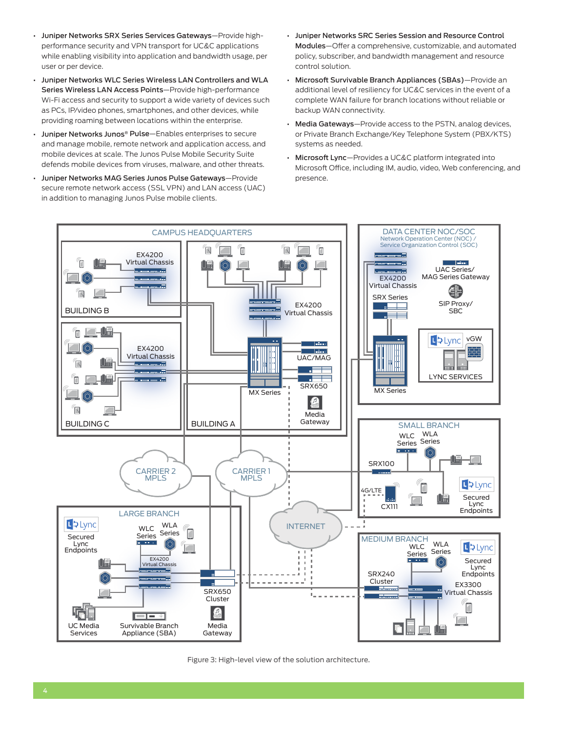- **Juniper Networks SRX Series Services Gateways**—Provide high-performance security and VPN transport for UC&C applications while enabling visibility into application and bandwidth usage, per user or per device.
- **Juniper Networks WLC Series Wireless LAN Controllers and WLA Series Wireless LAN Access Points**—Provide high-performance Wi-Fi access and security to support a wide variety of devices such as PCs, IP/video phones, smartphones, and other devices, while providing roaming between locations within the enterprise.
- **Juniper Networks Junos® Pulse**—Enables enterprises to secure and manage mobile, remote network and application access, and mobile devices at scale. The Junos Pulse Mobile Security Suite defends mobile devices from viruses, malware, and other threats.
- **Juniper Networks MAG Series Junos Pulse Gateways**—Provide secure remote network access (SSL VPN) and LAN access (UAC) in addition to managing Junos Pulse mobile clients.
- **Juniper Networks SRC Series Session and Resource Control Modules**—Offer a comprehensive, customizable, and automated policy, subscriber, and bandwidth management and resource control solution.
- **Microsoft Survivable Branch Appliances (SBAs)**—Provide an additional level of resiliency for UC&C services in the event of a complete WAN failure for branch locations without reliable or backup WAN connectivity.
- **Media Gateways**—Provide access to the PSTN, analog devices, or Private Branch Exchange/Key Telephone System (PBX/KTS) systems as needed.
- **Microsoft Lync**—Provides a UC&C platform integrated into Microsoft Office, including IM, audio, video, Web conferencing, and presence.

Figure 3: High-level view of the solution architecture.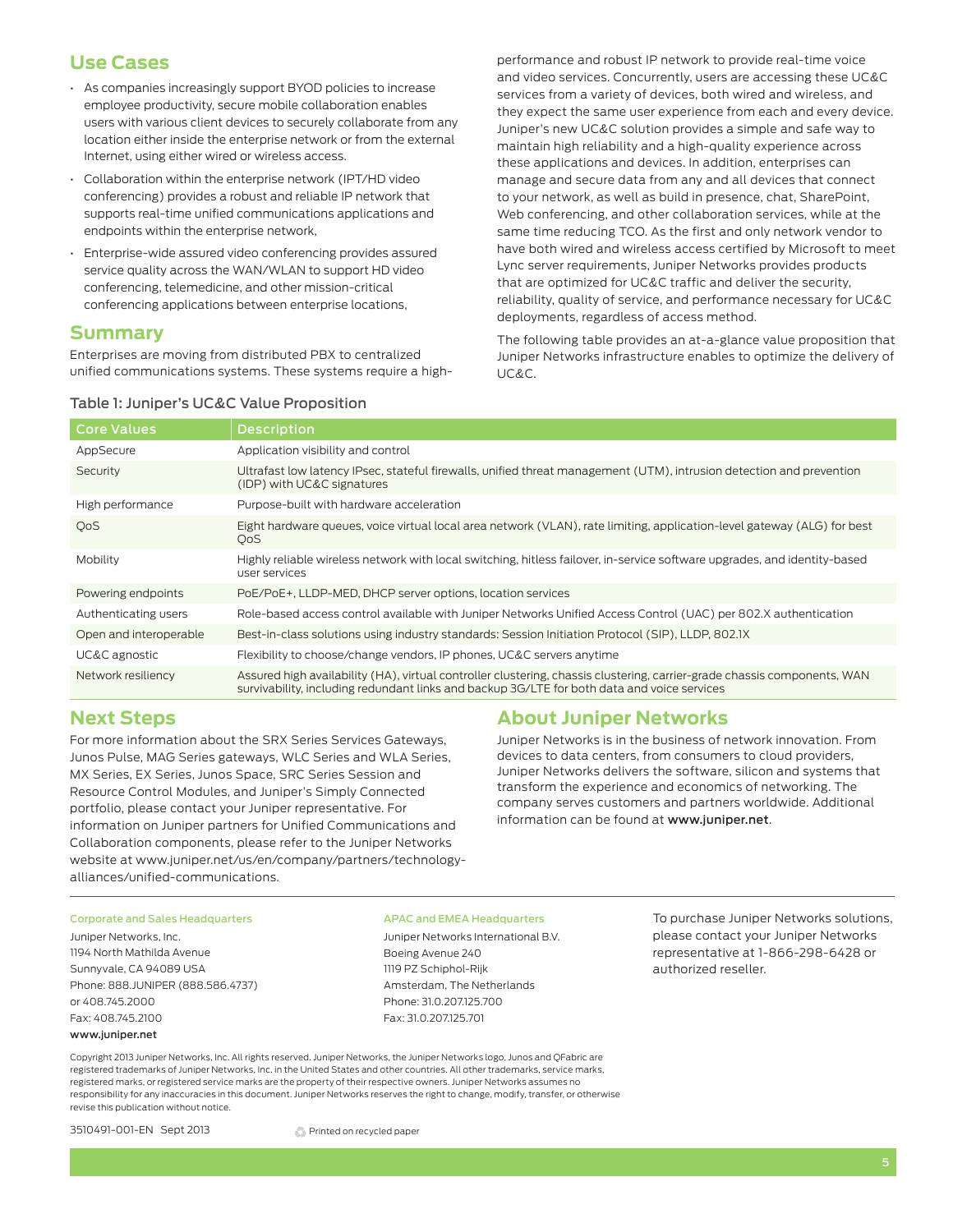## Use Cases

- As companies increasingly support BYOD policies to increase employee productivity, secure mobile collaboration enables users with various client devices to securely collaborate from any location either inside the enterprise network or from the external Internet, using either wired or wireless access.
- Collaboration within the enterprise network (IPT/HD video conferencing) provides a robust and reliable IP network that supports real-time unified communications applications and endpoints within the enterprise network,
- Enterprise-wide assured video conferencing provides assured service quality across the WAN/WLAN to support HD video conferencing, telemedicine, and other mission-critical conferencing applications between enterprise locations,

## Summary

Enterprises are moving from distributed PBX to centralized unified communications systems. These systems require a high-performance and robust IP network to provide real-time voice and video services. Concurrently, users are accessing these UC&C services from a variety of devices, both wired and wireless, and they expect the same user experience from each and every device. Juniper's new UC&C solution provides a simple and safe way to maintain high reliability and a high-quality experience across these applications and devices. In addition, enterprises can manage and secure data from any and all devices that connect to your network, as well as build in presence, chat, SharePoint, Web conferencing, and other collaboration services, while at the same time reducing TCO. As the first and only network vendor to have both wired and wireless access certified by Microsoft to meet Lync server requirements, Juniper Networks provides products that are optimized for UC&C traffic and deliver the security, reliability, quality of service, and performance necessary for UC&C deployments, regardless of access method.

The following table provides an at-a-glance value proposition that Juniper Networks infrastructure enables to optimize the delivery of UC&C.

Table 1: Juniper's UC&C Value Proposition

| Core Values | Description |
|---|---|
| AppSecure | Application visibility and control |
| Security | Ultrafast low latency IPsec, stateful firewalls, unified threat management (UTM), intrusion detection and prevention (IDP) with UC&C signatures |
| High performance | Purpose-built with hardware acceleration |
| QoS | Eight hardware queues, voice virtual local area network (VLAN), rate limiting, application-level gateway (ALG) for best QoS |
| Mobility | Highly reliable wireless network with local switching, hitless failover, in-service software upgrades, and identity-based user services |
| Powering endpoints | PoE/PoE+, LLDP-MED, DHCP server options, location services |
| Authenticating users | Role-based access control available with Juniper Networks Unified Access Control (UAC) per 802.X authentication |
| Open and interoperable | Best-in-class solutions using industry standards: Session Initiation Protocol (SIP), LLDP, 802.1X |
| UC&C agnostic | Flexibility to choose/change vendors, IP phones, UC&C servers anytime |
| Network resiliency | Assured high availability (HA), virtual controller clustering, chassis clustering, carrier-grade chassis components, WAN survivability, including redundant links and backup 3G/LTE for both data and voice services |

## Next Steps

For more information about the SRX Series Services Gateways, Junos Pulse, MAG Series gateways, WLC Series and WLA Series, MX Series, EX Series, Junos Space, SRC Series Session and Resource Control Modules, and Juniper's Simply Connected portfolio, please contact your Juniper representative. For information on Juniper partners for Unified Communications and Collaboration components, please refer to the Juniper Networks website at www.juniper.net/us/en/company/partners/technology-alliances/unified-communications.

## About Juniper Networks

Juniper Networks is in the business of network innovation. From devices to data centers, from consumers to cloud providers, Juniper Networks delivers the software, silicon and systems that transform the experience and economics of networking. The company serves customers and partners worldwide. Additional information can be found at **www.juniper.net**.

**Corporate and Sales Headquarters**
Juniper Networks, Inc.
1194 North Mathilda Avenue
Sunnyvale, CA 94089 USA
Phone: 888.JUNIPER (888.586.4737)
or 408.745.2000
Fax: 408.745.2100
**www.juniper.net**

**APAC and EMEA Headquarters**
Juniper Networks International B.V.
Boeing Avenue 240
1119 PZ Schiphol-Rijk
Amsterdam, The Netherlands
Phone: 31.0.207.125.700
Fax: 31.0.207.125.701

To purchase Juniper Networks solutions, please contact your Juniper Networks representative at 1-866-298-6428 or authorized reseller.

Copyright 2013 Juniper Networks, Inc. All rights reserved. Juniper Networks, the Juniper Networks logo, Junos and QFabric are registered trademarks of Juniper Networks, Inc. in the United States and other countries. All other trademarks, service marks, registered marks, or registered service marks are the property of their respective owners. Juniper Networks assumes no responsibility for any inaccuracies in this document. Juniper Networks reserves the right to change, modify, transfer, or otherwise revise this publication without notice.

3510491-001-EN Sept 2013

Printed on recycled paper